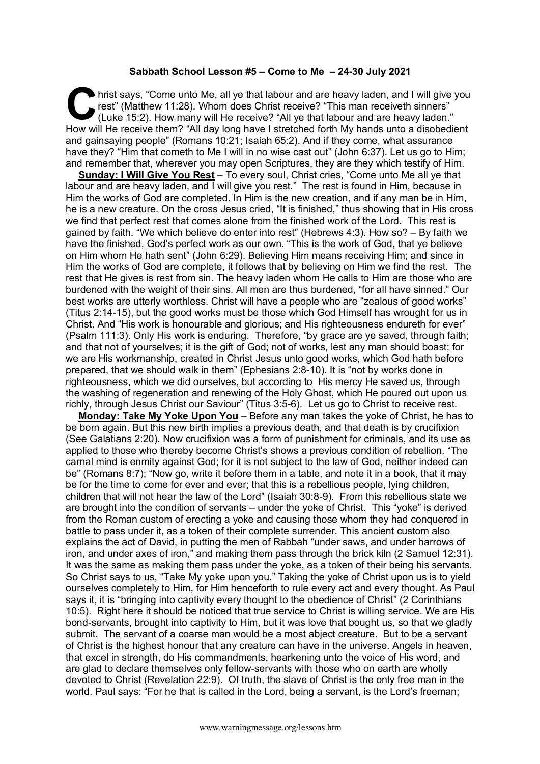**Sabbath School Lesson #5 – Come to Me – 24-30 July 2021**

Christ says, "Come unto Me, all ye that labour and are heavy laden, and I will give you rest" (Matthew 11:28). Whom does Christ receive? "This man receiveth sinners" (Luke 15:2). How many will He receive? "All ye that labour and are heavy laden." How will He receive them? "All day long have I stretched forth My hands unto a disobedient and gainsaying people" (Romans 10:21; Isaiah 65:2). And if they come, what assurance have they? "Him that cometh to Me I will in no wise cast out" (John 6:37). Let us go to Him; and remember that, wherever you may open Scriptures, they are they which testify of Him.

**Sunday: I Will Give You Rest** – To every soul, Christ cries, "Come unto Me all ye that labour and are heavy laden, and I will give you rest." The rest is found in Him, because in Him the works of God are completed. In Him is the new creation, and if any man be in Him, he is a new creature. On the cross Jesus cried, "It is finished," thus showing that in His cross we find that perfect rest that comes alone from the finished work of the Lord. This rest is gained by faith. "We which believe do enter into rest" (Hebrews 4:3). How so? – By faith we have the finished, God's perfect work as our own. "This is the work of God, that ye believe on Him whom He hath sent" (John 6:29). Believing Him means receiving Him; and since in Him the works of God are complete, it follows that by believing on Him we find the rest. The rest that He gives is rest from sin. The heavy laden whom He calls to Him are those who are burdened with the weight of their sins. All men are thus burdened, "for all have sinned." Our best works are utterly worthless. Christ will have a people who are "zealous of good works" (Titus 2:14-15), but the good works must be those which God Himself has wrought for us in Christ. And "His work is honourable and glorious; and His righteousness endureth for ever" (Psalm 111:3). Only His work is enduring. Therefore, "by grace are ye saved, through faith; and that not of yourselves; it is the gift of God; not of works, lest any man should boast; for we are His workmanship, created in Christ Jesus unto good works, which God hath before prepared, that we should walk in them" (Ephesians 2:8-10). It is "not by works done in righteousness, which we did ourselves, but according to His mercy He saved us, through the washing of regeneration and renewing of the Holy Ghost, which He poured out upon us richly, through Jesus Christ our Saviour" (Titus 3:5-6). Let us go to Christ to receive rest.

**Monday: Take My Yoke Upon You** – Before any man takes the yoke of Christ, he has to be born again. But this new birth implies a previous death, and that death is by crucifixion (See Galatians 2:20). Now crucifixion was a form of punishment for criminals, and its use as applied to those who thereby become Christ's shows a previous condition of rebellion. "The carnal mind is enmity against God; for it is not subject to the law of God, neither indeed can be" (Romans 8:7); "Now go, write it before them in a table, and note it in a book, that it may be for the time to come for ever and ever; that this is a rebellious people, lying children, children that will not hear the law of the Lord" (Isaiah 30:8-9). From this rebellious state we are brought into the condition of servants – under the yoke of Christ. This "yoke" is derived from the Roman custom of erecting a yoke and causing those whom they had conquered in battle to pass under it, as a token of their complete surrender. This ancient custom also explains the act of David, in putting the men of Rabbah "under saws, and under harrows of iron, and under axes of iron," and making them pass through the brick kiln (2 Samuel 12:31). It was the same as making them pass under the yoke, as a token of their being his servants. So Christ says to us, "Take My yoke upon you." Taking the yoke of Christ upon us is to yield ourselves completely to Him, for Him henceforth to rule every act and every thought. As Paul says it, it is "bringing into captivity every thought to the obedience of Christ" (2 Corinthians 10:5). Right here it should be noticed that true service to Christ is willing service. We are His bond-servants, brought into captivity to Him, but it was love that bought us, so that we gladly submit. The servant of a coarse man would be a most abject creature. But to be a servant of Christ is the highest honour that any creature can have in the universe. Angels in heaven, that excel in strength, do His commandments, hearkening unto the voice of His word, and are glad to declare themselves only fellow-servants with those who on earth are wholly devoted to Christ (Revelation 22:9). Of truth, the slave of Christ is the only free man in the world. Paul says: "For he that is called in the Lord, being a servant, is the Lord's freeman;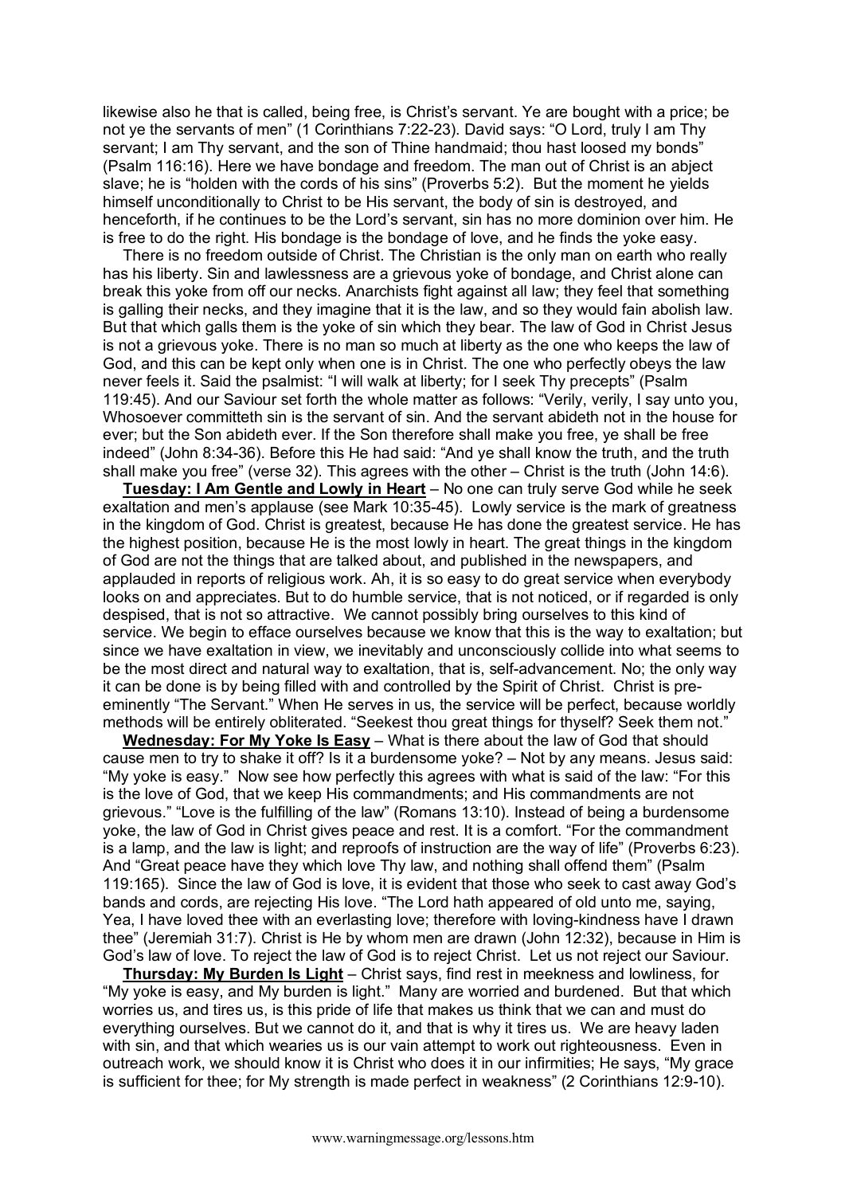likewise also he that is called, being free, is Christ's servant. Ye are bought with a price; be not ye the servants of men" (1 Corinthians 7:22-23). David says: "O Lord, truly I am Thy servant; I am Thy servant, and the son of Thine handmaid; thou hast loosed my bonds" (Psalm 116:16). Here we have bondage and freedom. The man out of Christ is an abject slave; he is "holden with the cords of his sins" (Proverbs 5:2). But the moment he yields himself unconditionally to Christ to be His servant, the body of sin is destroyed, and henceforth, if he continues to be the Lord's servant, sin has no more dominion over him. He is free to do the right. His bondage is the bondage of love, and he finds the yoke easy.

There is no freedom outside of Christ. The Christian is the only man on earth who really has his liberty. Sin and lawlessness are a grievous yoke of bondage, and Christ alone can break this yoke from off our necks. Anarchists fight against all law; they feel that something is galling their necks, and they imagine that it is the law, and so they would fain abolish law. But that which galls them is the yoke of sin which they bear. The law of God in Christ Jesus is not a grievous yoke. There is no man so much at liberty as the one who keeps the law of God, and this can be kept only when one is in Christ. The one who perfectly obeys the law never feels it. Said the psalmist: "I will walk at liberty; for I seek Thy precepts" (Psalm 119:45). And our Saviour set forth the whole matter as follows: "Verily, verily, I say unto you, Whosoever committeth sin is the servant of sin. And the servant abideth not in the house for ever; but the Son abideth ever. If the Son therefore shall make you free, ye shall be free indeed" (John 8:34-36). Before this He had said: "And ye shall know the truth, and the truth shall make you free" (verse 32). This agrees with the other – Christ is the truth (John 14:6).

**Tuesday: I Am Gentle and Lowly in Heart** – No one can truly serve God while he seek exaltation and men's applause (see Mark 10:35-45). Lowly service is the mark of greatness in the kingdom of God. Christ is greatest, because He has done the greatest service. He has the highest position, because He is the most lowly in heart. The great things in the kingdom of God are not the things that are talked about, and published in the newspapers, and applauded in reports of religious work. Ah, it is so easy to do great service when everybody looks on and appreciates. But to do humble service, that is not noticed, or if regarded is only despised, that is not so attractive. We cannot possibly bring ourselves to this kind of service. We begin to efface ourselves because we know that this is the way to exaltation; but since we have exaltation in view, we inevitably and unconsciously collide into what seems to be the most direct and natural way to exaltation, that is, self-advancement. No; the only way it can be done is by being filled with and controlled by the Spirit of Christ. Christ is pre-eminently "The Servant." When He serves in us, the service will be perfect, because worldly methods will be entirely obliterated. "Seekest thou great things for thyself? Seek them not."

**Wednesday: For My Yoke Is Easy** – What is there about the law of God that should cause men to try to shake it off? Is it a burdensome yoke? – Not by any means. Jesus said: "My yoke is easy." Now see how perfectly this agrees with what is said of the law: "For this is the love of God, that we keep His commandments; and His commandments are not grievous." "Love is the fulfilling of the law" (Romans 13:10). Instead of being a burdensome yoke, the law of God in Christ gives peace and rest. It is a comfort. "For the commandment is a lamp, and the law is light; and reproofs of instruction are the way of life" (Proverbs 6:23). And "Great peace have they which love Thy law, and nothing shall offend them" (Psalm 119:165). Since the law of God is love, it is evident that those who seek to cast away God's bands and cords, are rejecting His love. "The Lord hath appeared of old unto me, saying, Yea, I have loved thee with an everlasting love; therefore with loving-kindness have I drawn thee" (Jeremiah 31:7). Christ is He by whom men are drawn (John 12:32), because in Him is God's law of love. To reject the law of God is to reject Christ. Let us not reject our Saviour.

**Thursday: My Burden Is Light** – Christ says, find rest in meekness and lowliness, for "My yoke is easy, and My burden is light." Many are worried and burdened. But that which worries us, and tires us, is this pride of life that makes us think that we can and must do everything ourselves. But we cannot do it, and that is why it tires us. We are heavy laden with sin, and that which wearies us is our vain attempt to work out righteousness. Even in outreach work, we should know it is Christ who does it in our infirmities; He says, "My grace is sufficient for thee; for My strength is made perfect in weakness" (2 Corinthians 12:9-10).